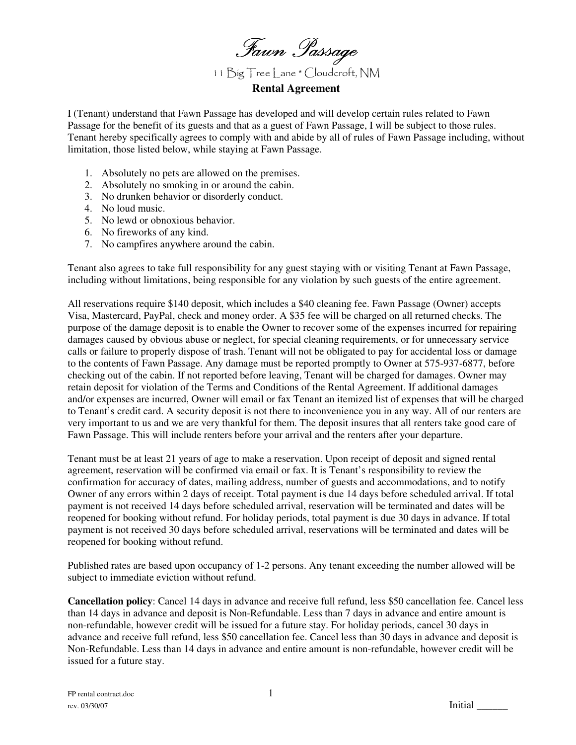# *Fawn Passage*

11 Big Tree Lane * Cloudcroft, NM

## Rental Agreement

I (Tenant) understand that Fawn Passage has developed and will develop certain rules related to Fawn Passage for the benefit of its guests and that as a guest of Fawn Passage, I will be subject to those rules. Tenant hereby specifically agrees to comply with and abide by all of rules of Fawn Passage including, without limitation, those listed below, while staying at Fawn Passage.

1. Absolutely no pets are allowed on the premises.
2. Absolutely no smoking in or around the cabin.
3. No drunken behavior or disorderly conduct.
4. No loud music.
5. No lewd or obnoxious behavior.
6. No fireworks of any kind.
7. No campfires anywhere around the cabin.

Tenant also agrees to take full responsibility for any guest staying with or visiting Tenant at Fawn Passage, including without limitations, being responsible for any violation by such guests of the entire agreement.

All reservations require $140 deposit, which includes a $40 cleaning fee. Fawn Passage (Owner) accepts Visa, Mastercard, PayPal, check and money order. A $35 fee will be charged on all returned checks. The purpose of the damage deposit is to enable the Owner to recover some of the expenses incurred for repairing damages caused by obvious abuse or neglect, for special cleaning requirements, or for unnecessary service calls or failure to properly dispose of trash. Tenant will not be obligated to pay for accidental loss or damage to the contents of Fawn Passage. Any damage must be reported promptly to Owner at 575-937-6877, before checking out of the cabin. If not reported before leaving, Tenant will be charged for damages. Owner may retain deposit for violation of the Terms and Conditions of the Rental Agreement. If additional damages and/or expenses are incurred, Owner will email or fax Tenant an itemized list of expenses that will be charged to Tenant's credit card. A security deposit is not there to inconvenience you in any way. All of our renters are very important to us and we are very thankful for them. The deposit insures that all renters take good care of Fawn Passage. This will include renters before your arrival and the renters after your departure.

Tenant must be at least 21 years of age to make a reservation. Upon receipt of deposit and signed rental agreement, reservation will be confirmed via email or fax. It is Tenant's responsibility to review the confirmation for accuracy of dates, mailing address, number of guests and accommodations, and to notify Owner of any errors within 2 days of receipt. Total payment is due 14 days before scheduled arrival. If total payment is not received 14 days before scheduled arrival, reservation will be terminated and dates will be reopened for booking without refund. For holiday periods, total payment is due 30 days in advance. If total payment is not received 30 days before scheduled arrival, reservations will be terminated and dates will be reopened for booking without refund.

Published rates are based upon occupancy of 1-2 persons. Any tenant exceeding the number allowed will be subject to immediate eviction without refund.

**Cancellation policy**: Cancel 14 days in advance and receive full refund, less $50 cancellation fee. Cancel less than 14 days in advance and deposit is Non-Refundable. Less than 7 days in advance and entire amount is non-refundable, however credit will be issued for a future stay. For holiday periods, cancel 30 days in advance and receive full refund, less $50 cancellation fee. Cancel less than 30 days in advance and deposit is Non-Refundable. Less than 14 days in advance and entire amount is non-refundable, however credit will be issued for a future stay.

Initial ______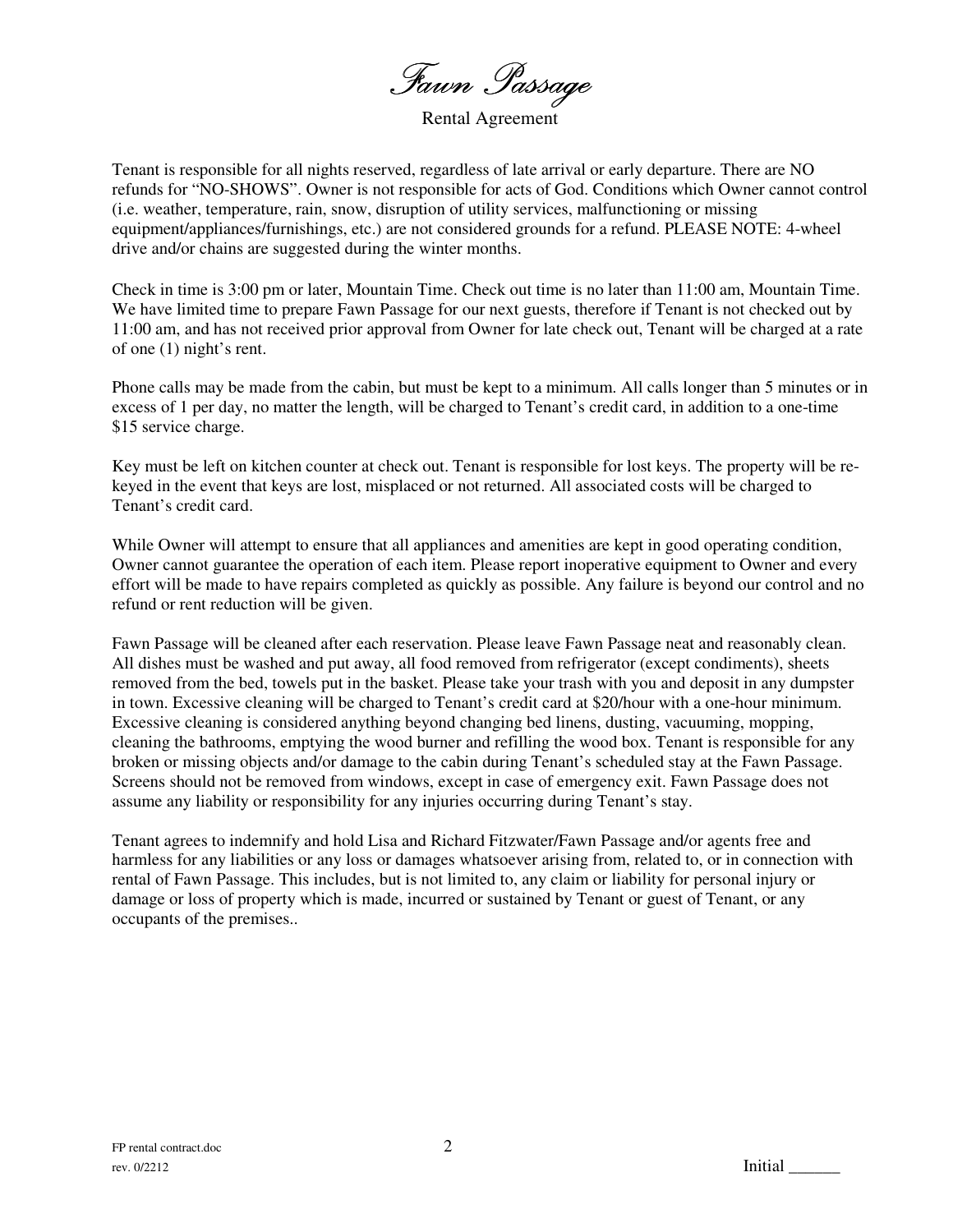# *Fawn Passage*

Rental Agreement

Tenant is responsible for all nights reserved, regardless of late arrival or early departure. There are NO refunds for "NO-SHOWS". Owner is not responsible for acts of God. Conditions which Owner cannot control (i.e. weather, temperature, rain, snow, disruption of utility services, malfunctioning or missing equipment/appliances/furnishings, etc.) are not considered grounds for a refund. PLEASE NOTE: 4-wheel drive and/or chains are suggested during the winter months.

Check in time is 3:00 pm or later, Mountain Time. Check out time is no later than 11:00 am, Mountain Time. We have limited time to prepare Fawn Passage for our next guests, therefore if Tenant is not checked out by 11:00 am, and has not received prior approval from Owner for late check out, Tenant will be charged at a rate of one (1) night's rent.

Phone calls may be made from the cabin, but must be kept to a minimum. All calls longer than 5 minutes or in excess of 1 per day, no matter the length, will be charged to Tenant's credit card, in addition to a one-time $15 service charge.

Key must be left on kitchen counter at check out. Tenant is responsible for lost keys. The property will be re-keyed in the event that keys are lost, misplaced or not returned. All associated costs will be charged to Tenant's credit card.

While Owner will attempt to ensure that all appliances and amenities are kept in good operating condition, Owner cannot guarantee the operation of each item. Please report inoperative equipment to Owner and every effort will be made to have repairs completed as quickly as possible. Any failure is beyond our control and no refund or rent reduction will be given.

Fawn Passage will be cleaned after each reservation. Please leave Fawn Passage neat and reasonably clean. All dishes must be washed and put away, all food removed from refrigerator (except condiments), sheets removed from the bed, towels put in the basket. Please take your trash with you and deposit in any dumpster in town. Excessive cleaning will be charged to Tenant's credit card at $20/hour with a one-hour minimum. Excessive cleaning is considered anything beyond changing bed linens, dusting, vacuuming, mopping, cleaning the bathrooms, emptying the wood burner and refilling the wood box. Tenant is responsible for any broken or missing objects and/or damage to the cabin during Tenant's scheduled stay at the Fawn Passage. Screens should not be removed from windows, except in case of emergency exit. Fawn Passage does not assume any liability or responsibility for any injuries occurring during Tenant's stay.

Tenant agrees to indemnify and hold Lisa and Richard Fitzwater/Fawn Passage and/or agents free and harmless for any liabilities or any loss or damages whatsoever arising from, related to, or in connection with rental of Fawn Passage. This includes, but is not limited to, any claim or liability for personal injury or damage or loss of property which is made, incurred or sustained by Tenant or guest of Tenant, or any occupants of the premises..

FP rental contract.doc
rev. 0/2212

Initial ______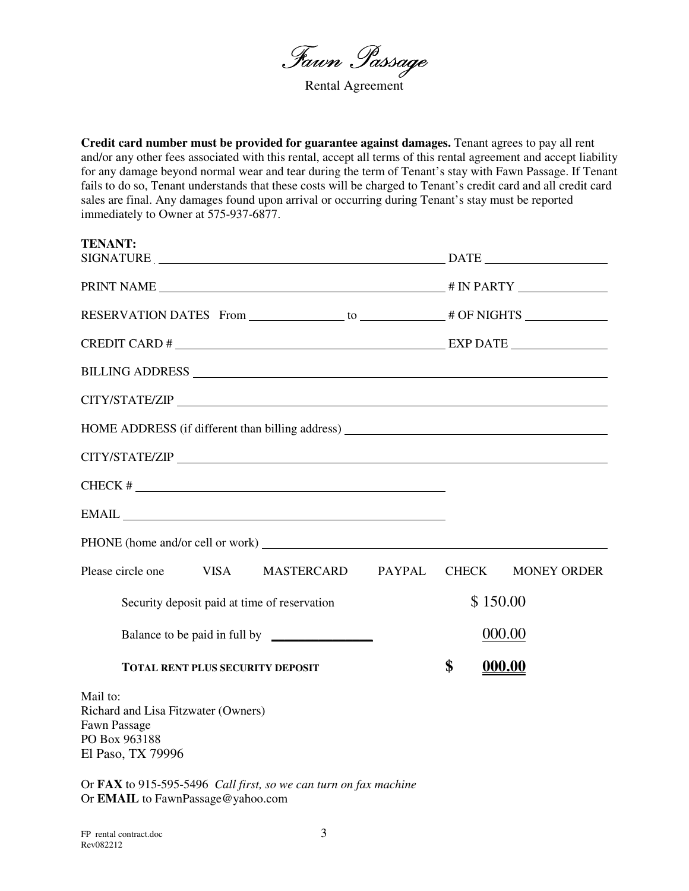# Fawn Passage

Rental Agreement

**Credit card number must be provided for guarantee against damages.** Tenant agrees to pay all rent and/or any other fees associated with this rental, accept all terms of this rental agreement and accept liability for any damage beyond normal wear and tear during the term of Tenant's stay with Fawn Passage. If Tenant fails to do so, Tenant understands that these costs will be charged to Tenant's credit card and all credit card sales are final. Any damages found upon arrival or occurring during Tenant's stay must be reported immediately to Owner at 575-937-6877.

**TENANT:**

SIGNATURE ______________________________________________ DATE ____________________

PRINT NAME _____________________________________________ # IN PARTY _______________

RESERVATION DATES From _______________ to _____________ # OF NIGHTS _____________

CREDIT CARD # ___________________________________________ EXP DATE ________________

BILLING ADDRESS ____________________________________________________________________

CITY/STATE/ZIP ______________________________________________________________________

HOME ADDRESS (if different than billing address) ___________________________________________

CITY/STATE/ZIP ______________________________________________________________________

CHECK # ___________________________________________________

EMAIL ____________________________________________________

PHONE (home and/or cell or work) _______________________________________________________

Please circle one VISA MASTERCARD PAYPAL CHECK MONEY ORDER

| | |
|---|---|
| Security deposit paid at time of reservation | $ 150.00 |
| Balance to be paid in full by _______________ | 000.00 |
| **TOTAL RENT PLUS SECURITY DEPOSIT** | **$ 000.00** |

Mail to:
Richard and Lisa Fitzwater (Owners)
Fawn Passage
PO Box 963188
El Paso, TX 79996

Or **FAX** to 915-595-5496 *Call first, so we can turn on fax machine*
Or **EMAIL** to FawnPassage@yahoo.com

FP rental contract.doc
Rev082212